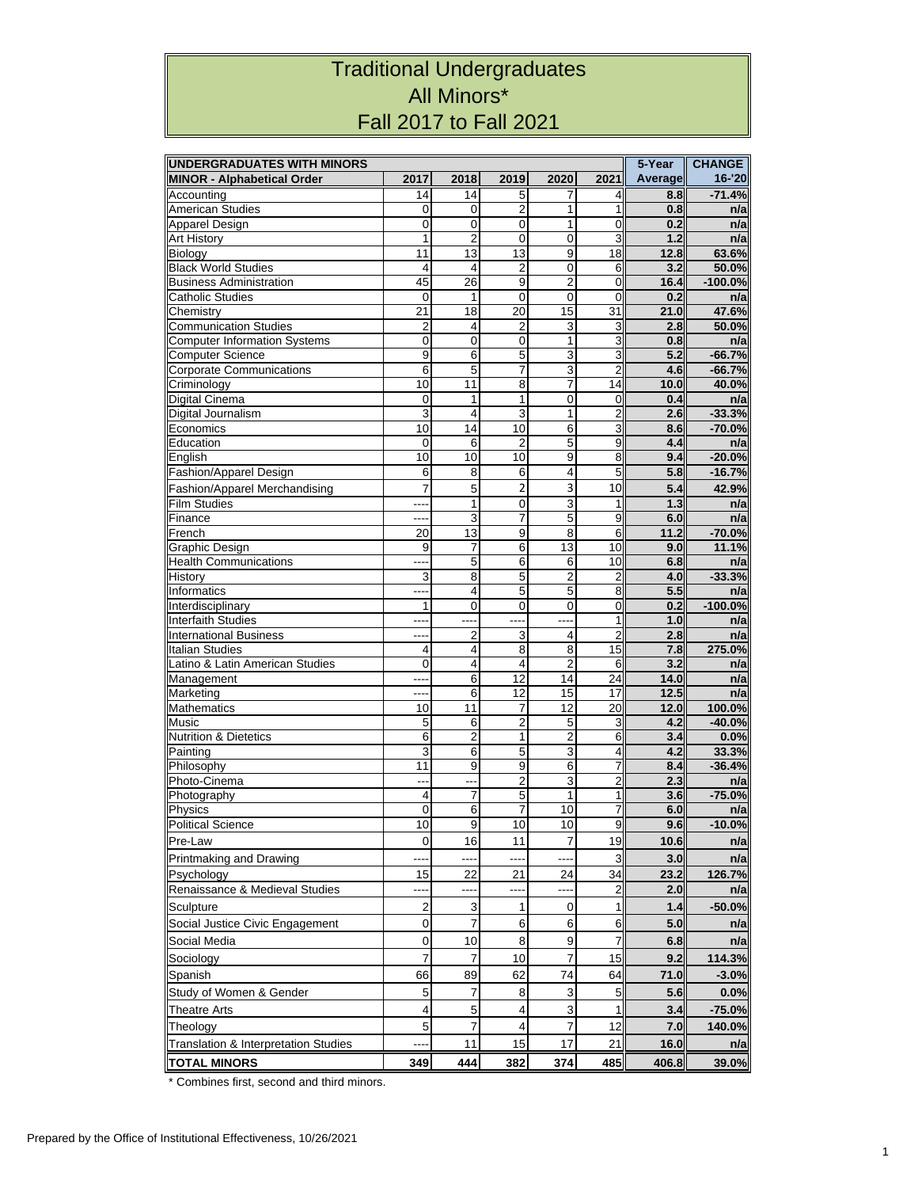# Traditional Undergraduates
# All Minors*
# Fall 2017 to Fall 2021

| UNDERGRADUATES WITH MINORS | | | | | | 5-Year | CHANGE |
|---|---|---|---|---|---|---|---|
| **MINOR - Alphabetical Order** | **2017** | **2018** | **2019** | **2020** | **2021** | **Average** | **16-'20** |
| Accounting | 14 | 14 | 5 | 7 | 4 | **8.8** | **-71.4%** |
| American Studies | 0 | 0 | 2 | 1 | 1 | **0.8** | **n/a** |
| Apparel Design | 0 | 0 | 0 | 1 | 0 | **0.2** | **n/a** |
| Art History | 1 | 2 | 0 | 0 | 3 | **1.2** | **n/a** |
| Biology | 11 | 13 | 13 | 9 | 18 | **12.8** | **63.6%** |
| Black World Studies | 4 | 4 | 2 | 0 | 6 | **3.2** | **50.0%** |
| Business Administration | 45 | 26 | 9 | 2 | 0 | **16.4** | **-100.0%** |
| Catholic Studies | 0 | 1 | 0 | 0 | 0 | **0.2** | **n/a** |
| Chemistry | 21 | 18 | 20 | 15 | 31 | **21.0** | **47.6%** |
| Communication Studies | 2 | 4 | 2 | 3 | 3 | **2.8** | **50.0%** |
| Computer Information Systems | 0 | 0 | 0 | 1 | 3 | **0.8** | **n/a** |
| Computer Science | 9 | 6 | 5 | 3 | 3 | **5.2** | **-66.7%** |
| Corporate Communications | 6 | 5 | 7 | 3 | 2 | **4.6** | **-66.7%** |
| Criminology | 10 | 11 | 8 | 7 | 14 | **10.0** | **40.0%** |
| Digital Cinema | 0 | 1 | 1 | 0 | 0 | **0.4** | **n/a** |
| Digital Journalism | 3 | 4 | 3 | 1 | 2 | **2.6** | **-33.3%** |
| Economics | 10 | 14 | 10 | 6 | 3 | **8.6** | **-70.0%** |
| Education | 0 | 6 | 2 | 5 | 9 | **4.4** | **n/a** |
| English | 10 | 10 | 10 | 9 | 8 | **9.4** | **-20.0%** |
| Fashion/Apparel Design | 6 | 8 | 6 | 4 | 5 | **5.8** | **-16.7%** |
| Fashion/Apparel Merchandising | 7 | 5 | 2 | 3 | 10 | **5.4** | **42.9%** |
| Film Studies | ---- | 1 | 0 | 3 | 1 | **1.3** | **n/a** |
| Finance | ---- | 3 | 7 | 5 | 9 | **6.0** | **n/a** |
| French | 20 | 13 | 9 | 8 | 6 | **11.2** | **-70.0%** |
| Graphic Design | 9 | 7 | 6 | 13 | 10 | **9.0** | **11.1%** |
| Health Communications | ---- | 5 | 6 | 6 | 10 | **6.8** | **n/a** |
| History | 3 | 8 | 5 | 2 | 2 | **4.0** | **-33.3%** |
| Informatics | ---- | 4 | 5 | 5 | 8 | **5.5** | **n/a** |
| Interdisciplinary | 1 | 0 | 0 | 0 | 0 | **0.2** | **-100.0%** |
| Interfaith Studies | ---- | ---- | ---- | ---- | 1 | **1.0** | **n/a** |
| International Business | ---- | 2 | 3 | 4 | 2 | **2.8** | **n/a** |
| Italian Studies | 4 | 4 | 8 | 8 | 15 | **7.8** | **275.0%** |
| Latino & Latin American Studies | 0 | 4 | 4 | 2 | 6 | **3.2** | **n/a** |
| Management | ---- | 6 | 12 | 14 | 24 | **14.0** | **n/a** |
| Marketing | ---- | 6 | 12 | 15 | 17 | **12.5** | **n/a** |
| Mathematics | 10 | 11 | 7 | 12 | 20 | **12.0** | **100.0%** |
| Music | 5 | 6 | 2 | 5 | 3 | **4.2** | **-40.0%** |
| Nutrition & Dietetics | 6 | 2 | 1 | 2 | 6 | **3.4** | **0.0%** |
| Painting | 3 | 6 | 5 | 3 | 4 | **4.2** | **33.3%** |
| Philosophy | 11 | 9 | 9 | 6 | 7 | **8.4** | **-36.4%** |
| Photo-Cinema | --- | --- | 2 | 3 | 2 | **2.3** | **n/a** |
| Photography | 4 | 7 | 5 | 1 | 1 | **3.6** | **-75.0%** |
| Physics | 0 | 6 | 7 | 10 | 7 | **6.0** | **n/a** |
| Political Science | 10 | 9 | 10 | 10 | 9 | **9.6** | **-10.0%** |
| Pre-Law | 0 | 16 | 11 | 7 | 19 | **10.6** | **n/a** |
| Printmaking and Drawing | ---- | ---- | ---- | ---- | 3 | **3.0** | **n/a** |
| Psychology | 15 | 22 | 21 | 24 | 34 | **23.2** | **126.7%** |
| Renaissance & Medieval Studies | ---- | ---- | ---- | ---- | 2 | **2.0** | **n/a** |
| Sculpture | 2 | 3 | 1 | 0 | 1 | **1.4** | **-50.0%** |
| Social Justice Civic Engagement | 0 | 7 | 6 | 6 | 6 | **5.0** | **n/a** |
| Social Media | 0 | 10 | 8 | 9 | 7 | **6.8** | **n/a** |
| Sociology | 7 | 7 | 10 | 7 | 15 | **9.2** | **114.3%** |
| Spanish | 66 | 89 | 62 | 74 | 64 | **71.0** | **-3.0%** |
| Study of Women & Gender | 5 | 7 | 8 | 3 | 5 | **5.6** | **0.0%** |
| Theatre Arts | 4 | 5 | 4 | 3 | 1 | **3.4** | **-75.0%** |
| Theology | 5 | 7 | 4 | 7 | 12 | **7.0** | **140.0%** |
| Translation & Interpretation Studies | ---- | 11 | 15 | 17 | 21 | **16.0** | **n/a** |
| **TOTAL MINORS** | **349** | **444** | **382** | **374** | **485** | **406.8** | **39.0%** |

\* Combines first, second and third minors.

Prepared by the Office of Institutional Effectiveness, 10/26/2021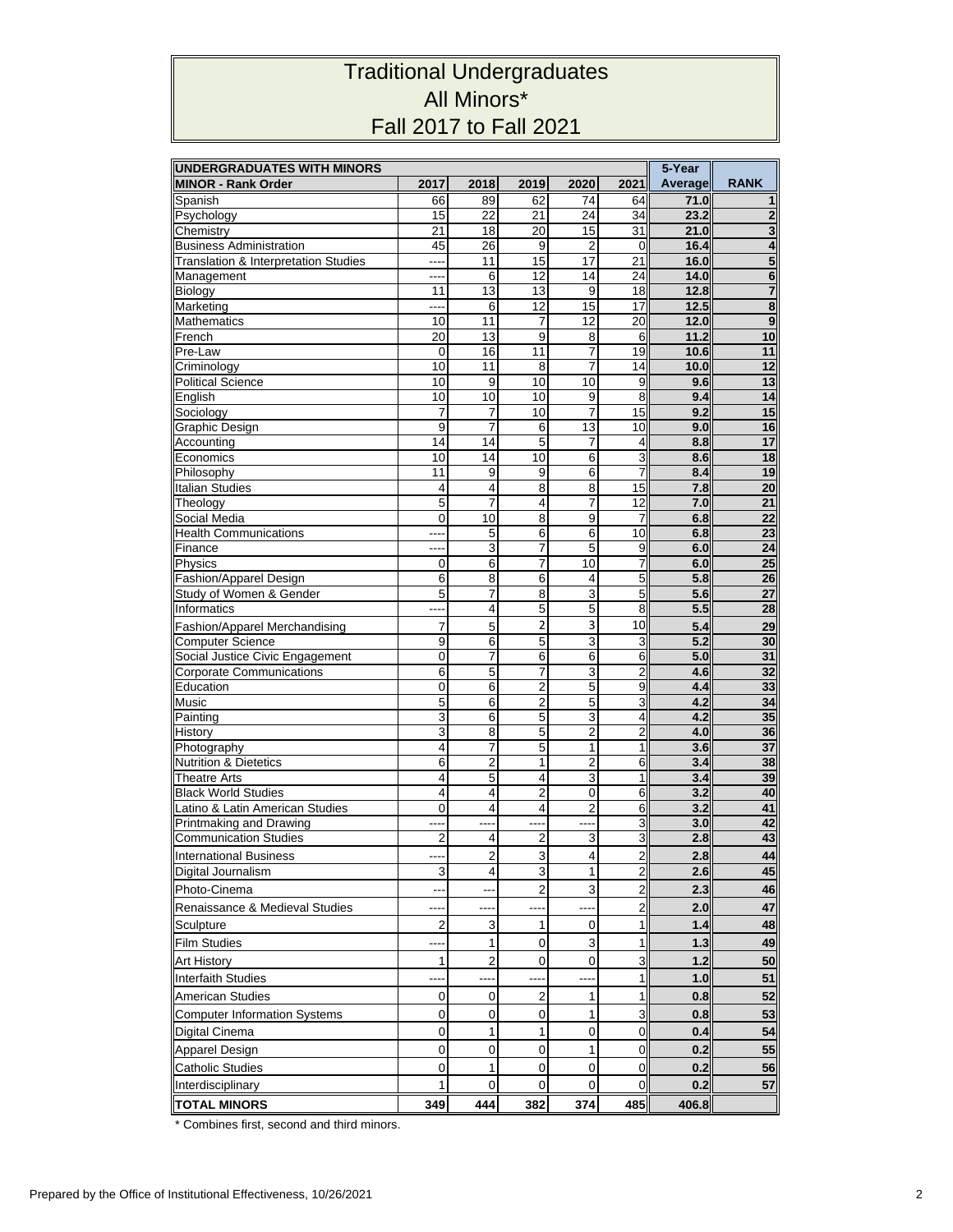# Traditional Undergraduates
# All Minors*
# Fall 2017 to Fall 2021

| UNDERGRADUATES WITH MINORS | | | | | | 5-Year | |
|---|---|---|---|---|---|---|---|
| **MINOR - Rank Order** | **2017** | **2018** | **2019** | **2020** | **2021** | **Average** | **RANK** |
| Spanish | 66 | 89 | 62 | 74 | 64 | **71.0** | **1** |
| Psychology | 15 | 22 | 21 | 24 | 34 | **23.2** | **2** |
| Chemistry | 21 | 18 | 20 | 15 | 31 | **21.0** | **3** |
| Business Administration | 45 | 26 | 9 | 2 | 0 | **16.4** | **4** |
| Translation & Interpretation Studies | ---- | 11 | 15 | 17 | 21 | **16.0** | **5** |
| Management | ---- | 6 | 12 | 14 | 24 | **14.0** | **6** |
| Biology | 11 | 13 | 13 | 9 | 18 | **12.8** | **7** |
| Marketing | ---- | 6 | 12 | 15 | 17 | **12.5** | **8** |
| Mathematics | 10 | 11 | 7 | 12 | 20 | **12.0** | **9** |
| French | 20 | 13 | 9 | 8 | 6 | **11.2** | **10** |
| Pre-Law | 0 | 16 | 11 | 7 | 19 | **10.6** | **11** |
| Criminology | 10 | 11 | 8 | 7 | 14 | **10.0** | **12** |
| Political Science | 10 | 9 | 10 | 10 | 9 | **9.6** | **13** |
| English | 10 | 10 | 10 | 9 | 8 | **9.4** | **14** |
| Sociology | 7 | 7 | 10 | 7 | 15 | **9.2** | **15** |
| Graphic Design | 9 | 7 | 6 | 13 | 10 | **9.0** | **16** |
| Accounting | 14 | 14 | 5 | 7 | 4 | **8.8** | **17** |
| Economics | 10 | 14 | 10 | 6 | 3 | **8.6** | **18** |
| Philosophy | 11 | 9 | 9 | 6 | 7 | **8.4** | **19** |
| Italian Studies | 4 | 4 | 8 | 8 | 15 | **7.8** | **20** |
| Theology | 5 | 7 | 4 | 7 | 12 | **7.0** | **21** |
| Social Media | 0 | 10 | 8 | 9 | 7 | **6.8** | **22** |
| Health Communications | ---- | 5 | 6 | 6 | 10 | **6.8** | **23** |
| Finance | ---- | 3 | 7 | 5 | 9 | **6.0** | **24** |
| Physics | 0 | 6 | 7 | 10 | 7 | **6.0** | **25** |
| Fashion/Apparel Design | 6 | 8 | 6 | 4 | 5 | **5.8** | **26** |
| Study of Women & Gender | 5 | 7 | 8 | 3 | 5 | **5.6** | **27** |
| Informatics | ---- | 4 | 5 | 5 | 8 | **5.5** | **28** |
| Fashion/Apparel Merchandising | 7 | 5 | 2 | 3 | 10 | **5.4** | **29** |
| Computer Science | 9 | 6 | 5 | 3 | 3 | **5.2** | **30** |
| Social Justice Civic Engagement | 0 | 7 | 6 | 6 | 6 | **5.0** | **31** |
| Corporate Communications | 6 | 5 | 7 | 3 | 2 | **4.6** | **32** |
| Education | 0 | 6 | 2 | 5 | 9 | **4.4** | **33** |
| Music | 5 | 6 | 2 | 5 | 3 | **4.2** | **34** |
| Painting | 3 | 6 | 5 | 3 | 4 | **4.2** | **35** |
| History | 3 | 8 | 5 | 2 | 2 | **4.0** | **36** |
| Photography | 4 | 7 | 5 | 1 | 1 | **3.6** | **37** |
| Nutrition & Dietetics | 6 | 2 | 1 | 2 | 6 | **3.4** | **38** |
| Theatre Arts | 4 | 5 | 4 | 3 | 1 | **3.4** | **39** |
| Black World Studies | 4 | 4 | 2 | 0 | 6 | **3.2** | **40** |
| Latino & Latin American Studies | 0 | 4 | 4 | 2 | 6 | **3.2** | **41** |
| Printmaking and Drawing | ---- | ---- | ---- | ---- | 3 | **3.0** | **42** |
| Communication Studies | 2 | 4 | 2 | 3 | 3 | **2.8** | **43** |
| International Business | ---- | 2 | 3 | 4 | 2 | **2.8** | **44** |
| Digital Journalism | 3 | 4 | 3 | 1 | 2 | **2.6** | **45** |
| Photo-Cinema | --- | --- | 2 | 3 | 2 | **2.3** | **46** |
| Renaissance & Medieval Studies | ---- | ---- | ---- | ---- | 2 | **2.0** | **47** |
| Sculpture | 2 | 3 | 1 | 0 | 1 | **1.4** | **48** |
| Film Studies | ---- | 1 | 0 | 3 | 1 | **1.3** | **49** |
| Art History | 1 | 2 | 0 | 0 | 3 | **1.2** | **50** |
| Interfaith Studies | ---- | ---- | ---- | ---- | 1 | **1.0** | **51** |
| American Studies | 0 | 0 | 2 | 1 | 1 | **0.8** | **52** |
| Computer Information Systems | 0 | 0 | 0 | 1 | 3 | **0.8** | **53** |
| Digital Cinema | 0 | 1 | 1 | 0 | 0 | **0.4** | **54** |
| Apparel Design | 0 | 0 | 0 | 1 | 0 | **0.2** | **55** |
| Catholic Studies | 0 | 1 | 0 | 0 | 0 | **0.2** | **56** |
| Interdisciplinary | 1 | 0 | 0 | 0 | 0 | **0.2** | **57** |
| **TOTAL MINORS** | **349** | **444** | **382** | **374** | **485** | **406.8** | |

\* Combines first, second and third minors.

Prepared by the Office of Institutional Effectiveness, 10/26/2021